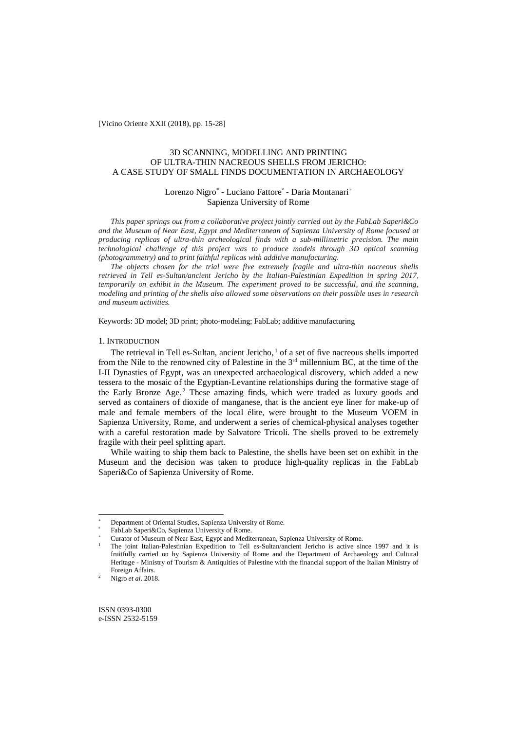[Vicino Oriente XXII (2018), pp. 15-28]

# 3D SCANNING, MODELLING AND PRINTING OF ULTRA-THIN NACREOUS SHELLS FROM JERICHO: A CASE STUDY OF SMALL FINDS DOCUMENTATION IN ARCHAEOLOGY

Lorenzo Nigro[*] - Luciano Fattore[°] - Daria Montanari[+]
Sapienza University of Rome

*This paper springs out from a collaborative project jointly carried out by the FabLab Saperi&Co and the Museum of Near East, Egypt and Mediterranean of Sapienza University of Rome focused at producing replicas of ultra-thin archeological finds with a sub-millimetric precision. The main technological challenge of this project was to produce models through 3D optical scanning (photogrammetry) and to print faithful replicas with additive manufacturing.*

*The objects chosen for the trial were five extremely fragile and ultra-thin nacreous shells retrieved in Tell es-Sultan/ancient Jericho by the Italian-Palestinian Expedition in spring 2017, temporarily on exhibit in the Museum. The experiment proved to be successful, and the scanning, modeling and printing of the shells also allowed some observations on their possible uses in research and museum activities.*

Keywords: 3D model; 3D print; photo-modeling; FabLab; additive manufacturing

## 1. Introduction

The retrieval in Tell es-Sultan, ancient Jericho,[1] of a set of five nacreous shells imported from the Nile to the renowned city of Palestine in the 3rd millennium BC, at the time of the I-II Dynasties of Egypt, was an unexpected archaeological discovery, which added a new tessera to the mosaic of the Egyptian-Levantine relationships during the formative stage of the Early Bronze Age.[2] These amazing finds, which were traded as luxury goods and served as containers of dioxide of manganese, that is the ancient eye liner for make-up of male and female members of the local élite, were brought to the Museum VOEM in Sapienza University, Rome, and underwent a series of chemical-physical analyses together with a careful restoration made by Salvatore Tricoli. The shells proved to be extremely fragile with their peel splitting apart.

While waiting to ship them back to Palestine, the shells have been set on exhibit in the Museum and the decision was taken to produce high-quality replicas in the FabLab Saperi&Co of Sapienza University of Rome.

---

[*] Department of Oriental Studies, Sapienza University of Rome.

[°] FabLab Saperi&Co, Sapienza University of Rome.

[+] Curator of Museum of Near East, Egypt and Mediterranean, Sapienza University of Rome.

[1] The joint Italian-Palestinian Expedition to Tell es-Sultan/ancient Jericho is active since 1997 and it is fruitfully carried on by Sapienza University of Rome and the Department of Archaeology and Cultural Heritage - Ministry of Tourism & Antiquities of Palestine with the financial support of the Italian Ministry of Foreign Affairs.

[2] Nigro *et al*. 2018.

ISSN 0393-0300
e-ISSN 2532-5159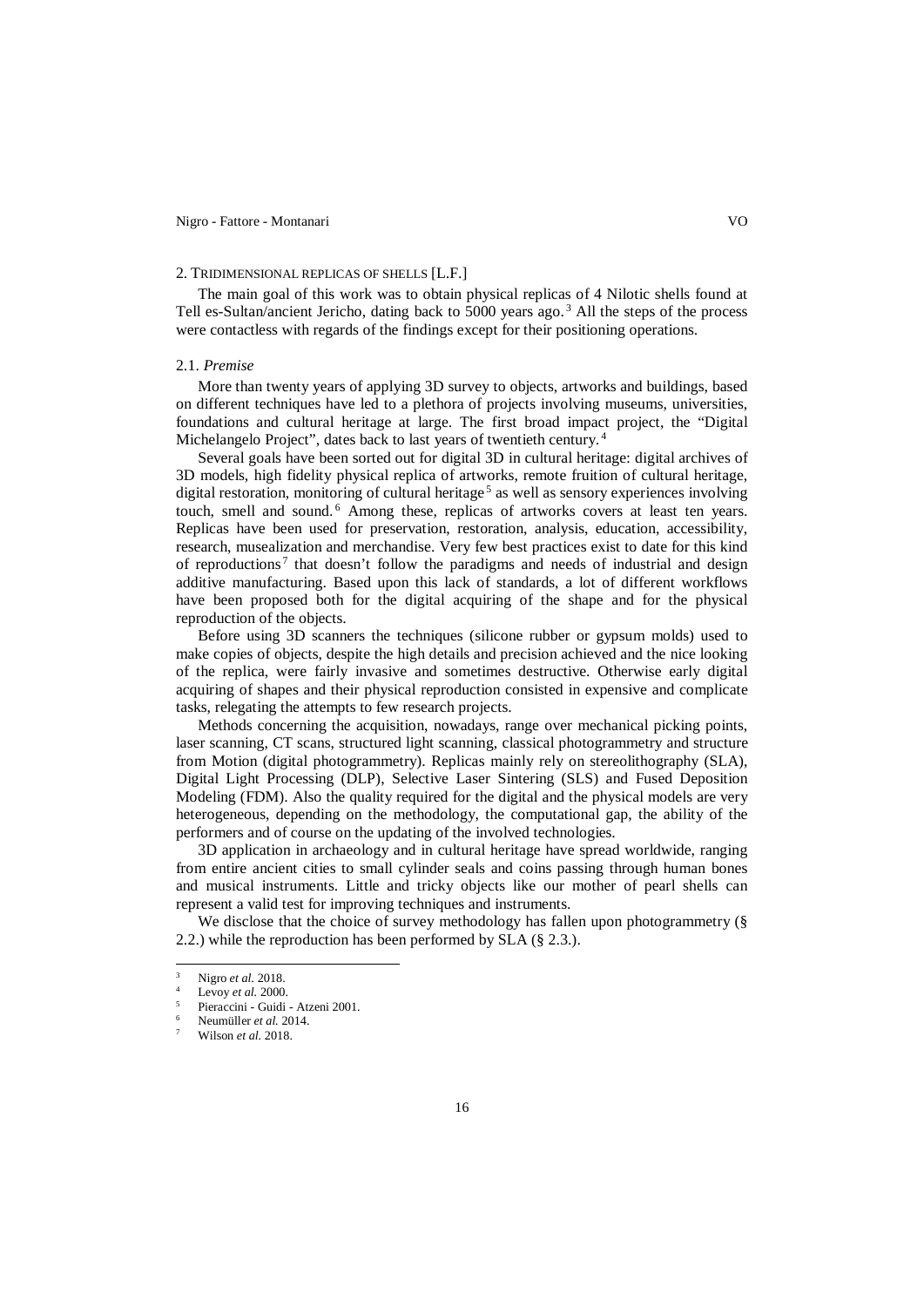## 2. TRIDIMENSIONAL REPLICAS OF SHELLS [L.F.]

The main goal of this work was to obtain physical replicas of 4 Nilotic shells found at Tell es-Sultan/ancient Jericho, dating back to 5000 years ago.[3] All the steps of the process were contactless with regards of the findings except for their positioning operations.

### 2.1. *Premise*

More than twenty years of applying 3D survey to objects, artworks and buildings, based on different techniques have led to a plethora of projects involving museums, universities, foundations and cultural heritage at large. The first broad impact project, the "Digital Michelangelo Project", dates back to last years of twentieth century.[4]

Several goals have been sorted out for digital 3D in cultural heritage: digital archives of 3D models, high fidelity physical replica of artworks, remote fruition of cultural heritage, digital restoration, monitoring of cultural heritage[5] as well as sensory experiences involving touch, smell and sound.[6] Among these, replicas of artworks covers at least ten years. Replicas have been used for preservation, restoration, analysis, education, accessibility, research, musealization and merchandise. Very few best practices exist to date for this kind of reproductions[7] that doesn't follow the paradigms and needs of industrial and design additive manufacturing. Based upon this lack of standards, a lot of different workflows have been proposed both for the digital acquiring of the shape and for the physical reproduction of the objects.

Before using 3D scanners the techniques (silicone rubber or gypsum molds) used to make copies of objects, despite the high details and precision achieved and the nice looking of the replica, were fairly invasive and sometimes destructive. Otherwise early digital acquiring of shapes and their physical reproduction consisted in expensive and complicate tasks, relegating the attempts to few research projects.

Methods concerning the acquisition, nowadays, range over mechanical picking points, laser scanning, CT scans, structured light scanning, classical photogrammetry and structure from Motion (digital photogrammetry). Replicas mainly rely on stereolithography (SLA), Digital Light Processing (DLP), Selective Laser Sintering (SLS) and Fused Deposition Modeling (FDM). Also the quality required for the digital and the physical models are very heterogeneous, depending on the methodology, the computational gap, the ability of the performers and of course on the updating of the involved technologies.

3D application in archaeology and in cultural heritage have spread worldwide, ranging from entire ancient cities to small cylinder seals and coins passing through human bones and musical instruments. Little and tricky objects like our mother of pearl shells can represent a valid test for improving techniques and instruments.

We disclose that the choice of survey methodology has fallen upon photogrammetry (§ 2.2.) while the reproduction has been performed by SLA (§ 2.3.).

---

[3] Nigro *et al.* 2018.

[4] Levoy *et al.* 2000.

[5] Pieraccini - Guidi - Atzeni 2001.

[6] Neumüller *et al.* 2014.

[7] Wilson *et al.* 2018.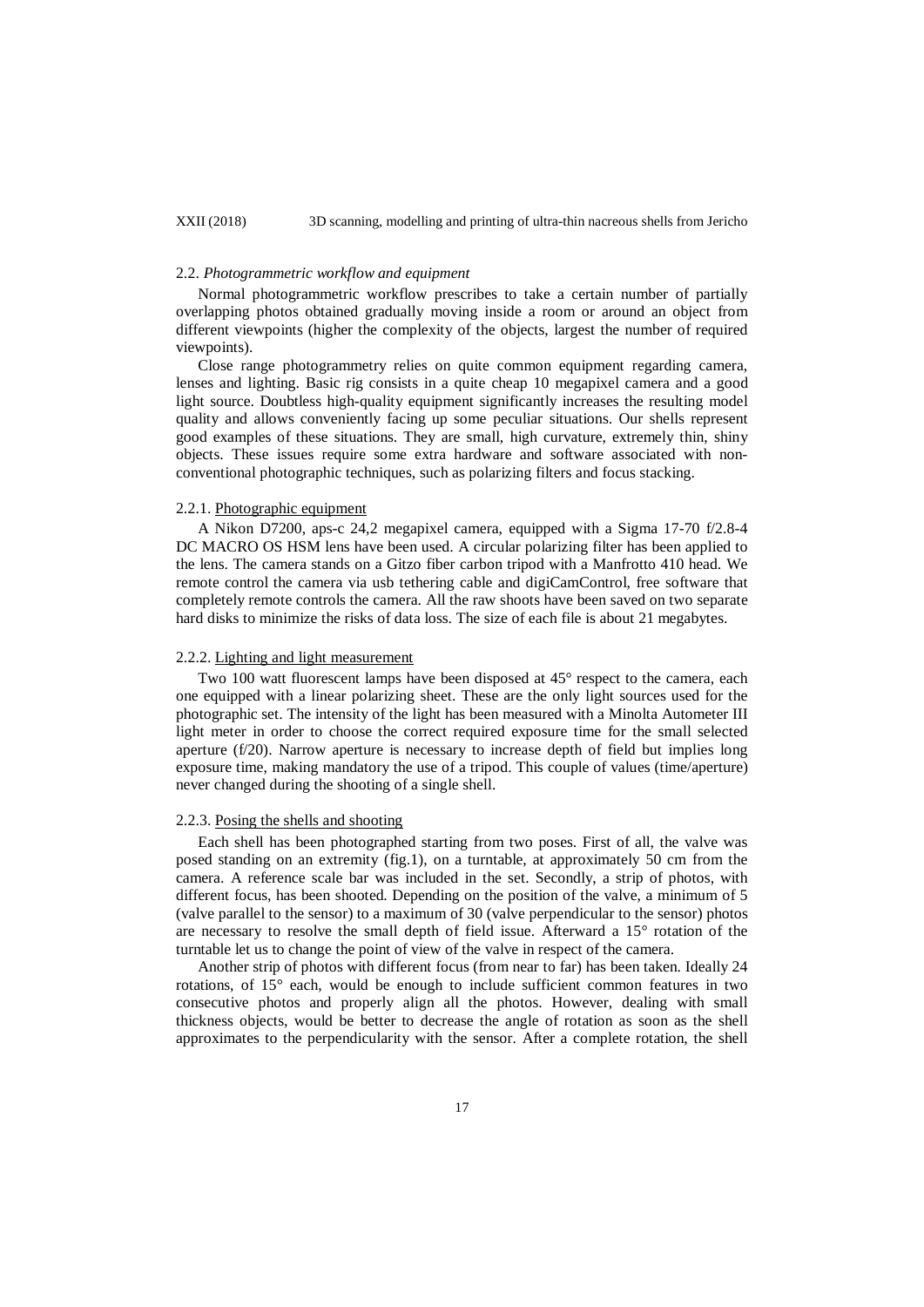### 2.2. *Photogrammetric workflow and equipment*

Normal photogrammetric workflow prescribes to take a certain number of partially overlapping photos obtained gradually moving inside a room or around an object from different viewpoints (higher the complexity of the objects, largest the number of required viewpoints).

Close range photogrammetry relies on quite common equipment regarding camera, lenses and lighting. Basic rig consists in a quite cheap 10 megapixel camera and a good light source. Doubtless high-quality equipment significantly increases the resulting model quality and allows conveniently facing up some peculiar situations. Our shells represent good examples of these situations. They are small, high curvature, extremely thin, shiny objects. These issues require some extra hardware and software associated with non-conventional photographic techniques, such as polarizing filters and focus stacking.

#### 2.2.1. Photographic equipment

A Nikon D7200, aps-c 24,2 megapixel camera, equipped with a Sigma 17-70 f/2.8-4 DC MACRO OS HSM lens have been used. A circular polarizing filter has been applied to the lens. The camera stands on a Gitzo fiber carbon tripod with a Manfrotto 410 head. We remote control the camera via usb tethering cable and digiCamControl, free software that completely remote controls the camera. All the raw shoots have been saved on two separate hard disks to minimize the risks of data loss. The size of each file is about 21 megabytes.

#### 2.2.2. Lighting and light measurement

Two 100 watt fluorescent lamps have been disposed at 45° respect to the camera, each one equipped with a linear polarizing sheet. These are the only light sources used for the photographic set. The intensity of the light has been measured with a Minolta Autometer III light meter in order to choose the correct required exposure time for the small selected aperture (f/20). Narrow aperture is necessary to increase depth of field but implies long exposure time, making mandatory the use of a tripod. This couple of values (time/aperture) never changed during the shooting of a single shell.

#### 2.2.3. Posing the shells and shooting

Each shell has been photographed starting from two poses. First of all, the valve was posed standing on an extremity (fig.1), on a turntable, at approximately 50 cm from the camera. A reference scale bar was included in the set. Secondly, a strip of photos, with different focus, has been shooted. Depending on the position of the valve, a minimum of 5 (valve parallel to the sensor) to a maximum of 30 (valve perpendicular to the sensor) photos are necessary to resolve the small depth of field issue. Afterward a 15° rotation of the turntable let us to change the point of view of the valve in respect of the camera.

Another strip of photos with different focus (from near to far) has been taken. Ideally 24 rotations, of 15° each, would be enough to include sufficient common features in two consecutive photos and properly align all the photos. However, dealing with small thickness objects, would be better to decrease the angle of rotation as soon as the shell approximates to the perpendicularity with the sensor. After a complete rotation, the shell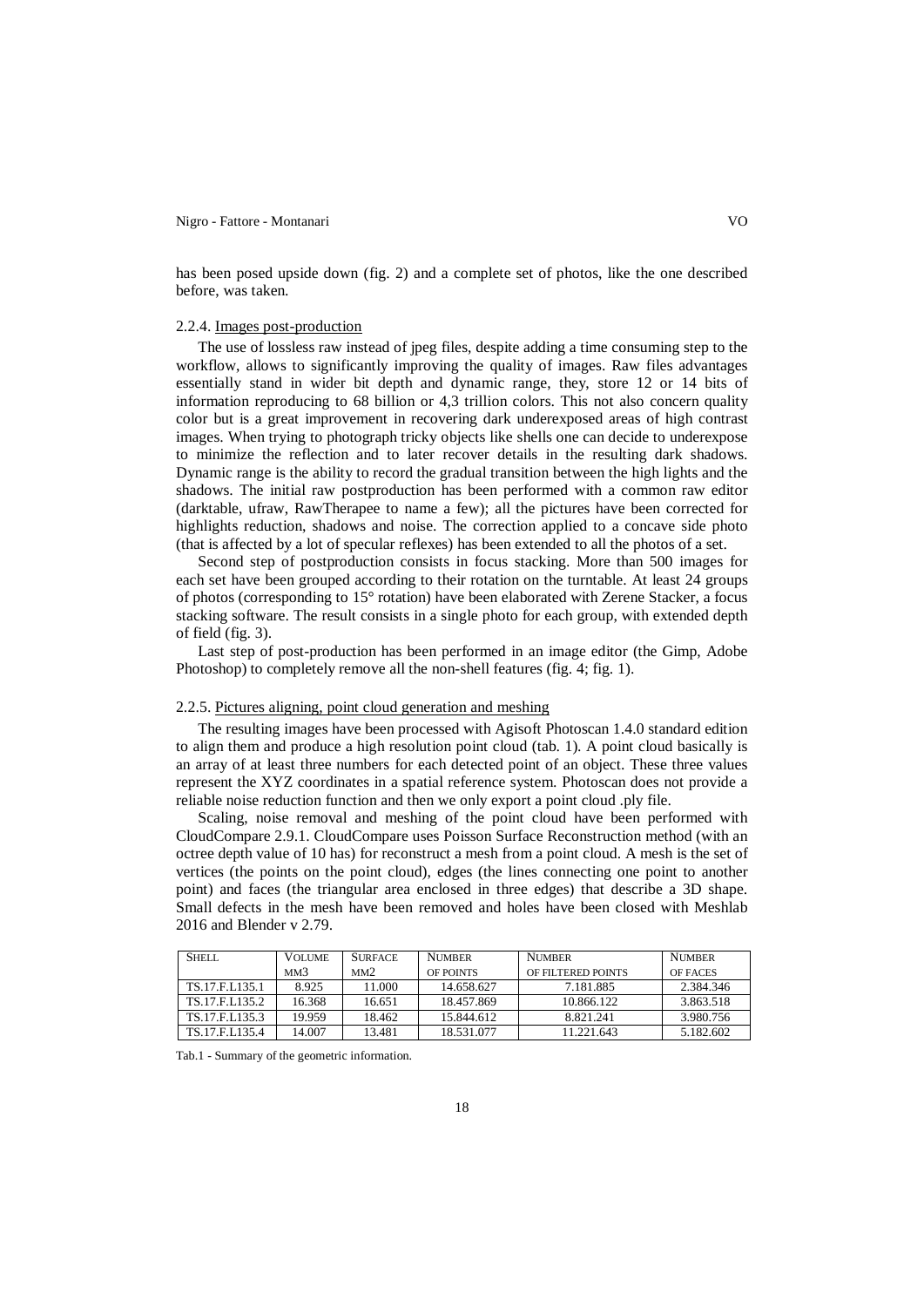has been posed upside down (fig. 2) and a complete set of photos, like the one described before, was taken.

#### 2.2.4. Images post-production

The use of lossless raw instead of jpeg files, despite adding a time consuming step to the workflow, allows to significantly improving the quality of images. Raw files advantages essentially stand in wider bit depth and dynamic range, they, store 12 or 14 bits of information reproducing to 68 billion or 4,3 trillion colors. This not also concern quality color but is a great improvement in recovering dark underexposed areas of high contrast images. When trying to photograph tricky objects like shells one can decide to underexpose to minimize the reflection and to later recover details in the resulting dark shadows. Dynamic range is the ability to record the gradual transition between the high lights and the shadows. The initial raw postproduction has been performed with a common raw editor (darktable, ufraw, RawTherapee to name a few); all the pictures have been corrected for highlights reduction, shadows and noise. The correction applied to a concave side photo (that is affected by a lot of specular reflexes) has been extended to all the photos of a set.

Second step of postproduction consists in focus stacking. More than 500 images for each set have been grouped according to their rotation on the turntable. At least 24 groups of photos (corresponding to 15° rotation) have been elaborated with Zerene Stacker, a focus stacking software. The result consists in a single photo for each group, with extended depth of field (fig. 3).

Last step of post-production has been performed in an image editor (the Gimp, Adobe Photoshop) to completely remove all the non-shell features (fig. 4; fig. 1).

#### 2.2.5. Pictures aligning, point cloud generation and meshing

The resulting images have been processed with Agisoft Photoscan 1.4.0 standard edition to align them and produce a high resolution point cloud (tab. 1). A point cloud basically is an array of at least three numbers for each detected point of an object. These three values represent the XYZ coordinates in a spatial reference system. Photoscan does not provide a reliable noise reduction function and then we only export a point cloud .ply file.

Scaling, noise removal and meshing of the point cloud have been performed with CloudCompare 2.9.1. CloudCompare uses Poisson Surface Reconstruction method (with an octree depth value of 10 has) for reconstruct a mesh from a point cloud. A mesh is the set of vertices (the points on the point cloud), edges (the lines connecting one point to another point) and faces (the triangular area enclosed in three edges) that describe a 3D shape. Small defects in the mesh have been removed and holes have been closed with Meshlab 2016 and Blender v 2.79.

| Shell | Volume mm3 | Surface mm2 | Number of points | Number of filtered points | Number of faces |
|---|---|---|---|---|---|
| TS.17.F.L135.1 | 8.925 | 11.000 | 14.658.627 | 7.181.885 | 2.384.346 |
| TS.17.F.L135.2 | 16.368 | 16.651 | 18.457.869 | 10.866.122 | 3.863.518 |
| TS.17.F.L135.3 | 19.959 | 18.462 | 15.844.612 | 8.821.241 | 3.980.756 |
| TS.17.F.L135.4 | 14.007 | 13.481 | 18.531.077 | 11.221.643 | 5.182.602 |

Tab.1 - Summary of the geometric information.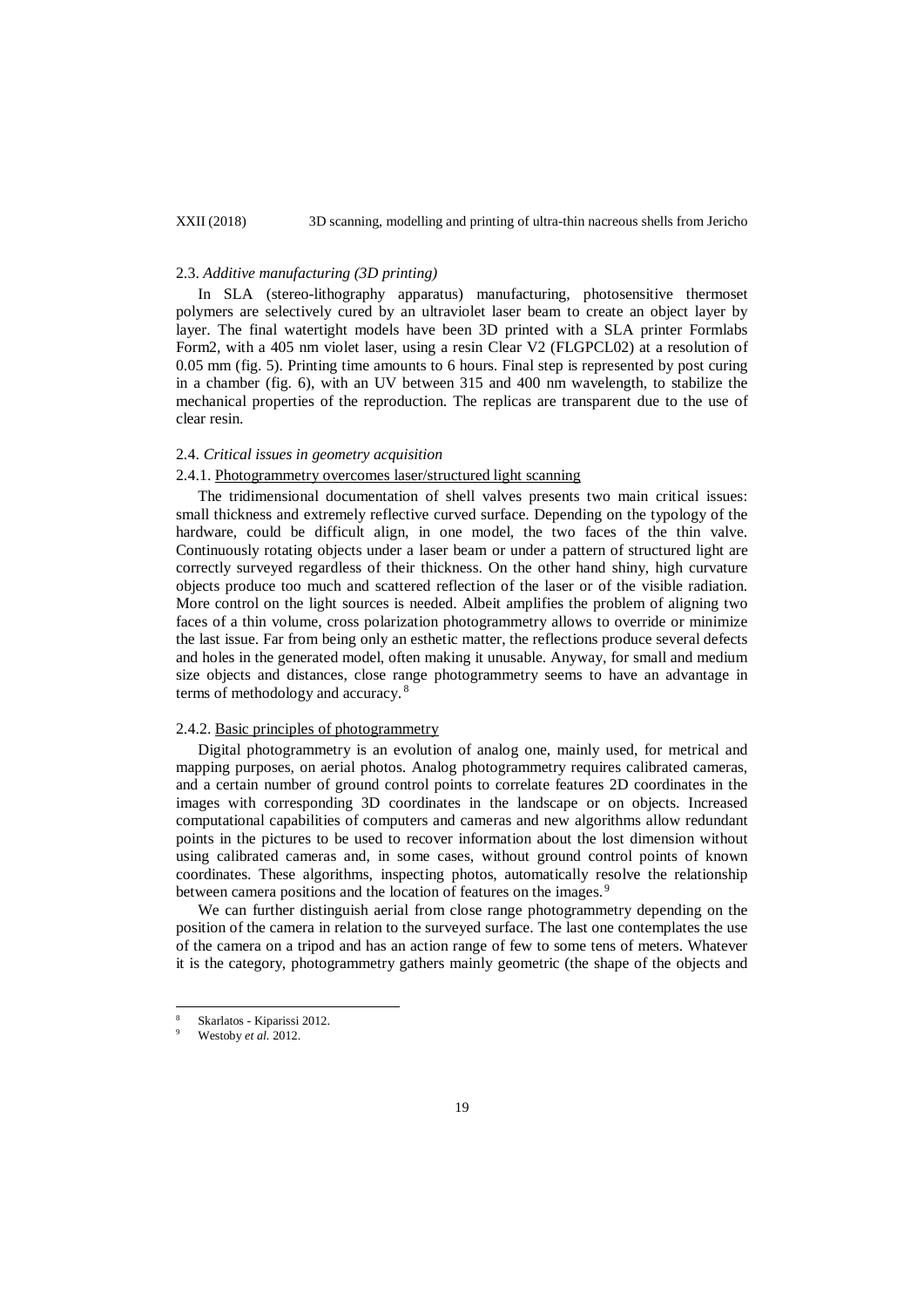### 2.3. *Additive manufacturing (3D printing)*

In SLA (stereo-lithography apparatus) manufacturing, photosensitive thermoset polymers are selectively cured by an ultraviolet laser beam to create an object layer by layer. The final watertight models have been 3D printed with a SLA printer Formlabs Form2, with a 405 nm violet laser, using a resin Clear V2 (FLGPCL02) at a resolution of 0.05 mm (fig. 5). Printing time amounts to 6 hours. Final step is represented by post curing in a chamber (fig. 6), with an UV between 315 and 400 nm wavelength, to stabilize the mechanical properties of the reproduction. The replicas are transparent due to the use of clear resin.

### 2.4. *Critical issues in geometry acquisition*

#### 2.4.1. Photogrammetry overcomes laser/structured light scanning

The tridimensional documentation of shell valves presents two main critical issues: small thickness and extremely reflective curved surface. Depending on the typology of the hardware, could be difficult align, in one model, the two faces of the thin valve. Continuously rotating objects under a laser beam or under a pattern of structured light are correctly surveyed regardless of their thickness. On the other hand shiny, high curvature objects produce too much and scattered reflection of the laser or of the visible radiation. More control on the light sources is needed. Albeit amplifies the problem of aligning two faces of a thin volume, cross polarization photogrammetry allows to override or minimize the last issue. Far from being only an esthetic matter, the reflections produce several defects and holes in the generated model, often making it unusable. Anyway, for small and medium size objects and distances, close range photogrammetry seems to have an advantage in terms of methodology and accuracy.[8]

#### 2.4.2. Basic principles of photogrammetry

Digital photogrammetry is an evolution of analog one, mainly used, for metrical and mapping purposes, on aerial photos. Analog photogrammetry requires calibrated cameras, and a certain number of ground control points to correlate features 2D coordinates in the images with corresponding 3D coordinates in the landscape or on objects. Increased computational capabilities of computers and cameras and new algorithms allow redundant points in the pictures to be used to recover information about the lost dimension without using calibrated cameras and, in some cases, without ground control points of known coordinates. These algorithms, inspecting photos, automatically resolve the relationship between camera positions and the location of features on the images.[9]

We can further distinguish aerial from close range photogrammetry depending on the position of the camera in relation to the surveyed surface. The last one contemplates the use of the camera on a tripod and has an action range of few to some tens of meters. Whatever it is the category, photogrammetry gathers mainly geometric (the shape of the objects and

---

[8] Skarlatos - Kiparissi 2012.

[9] Westoby *et al.* 2012.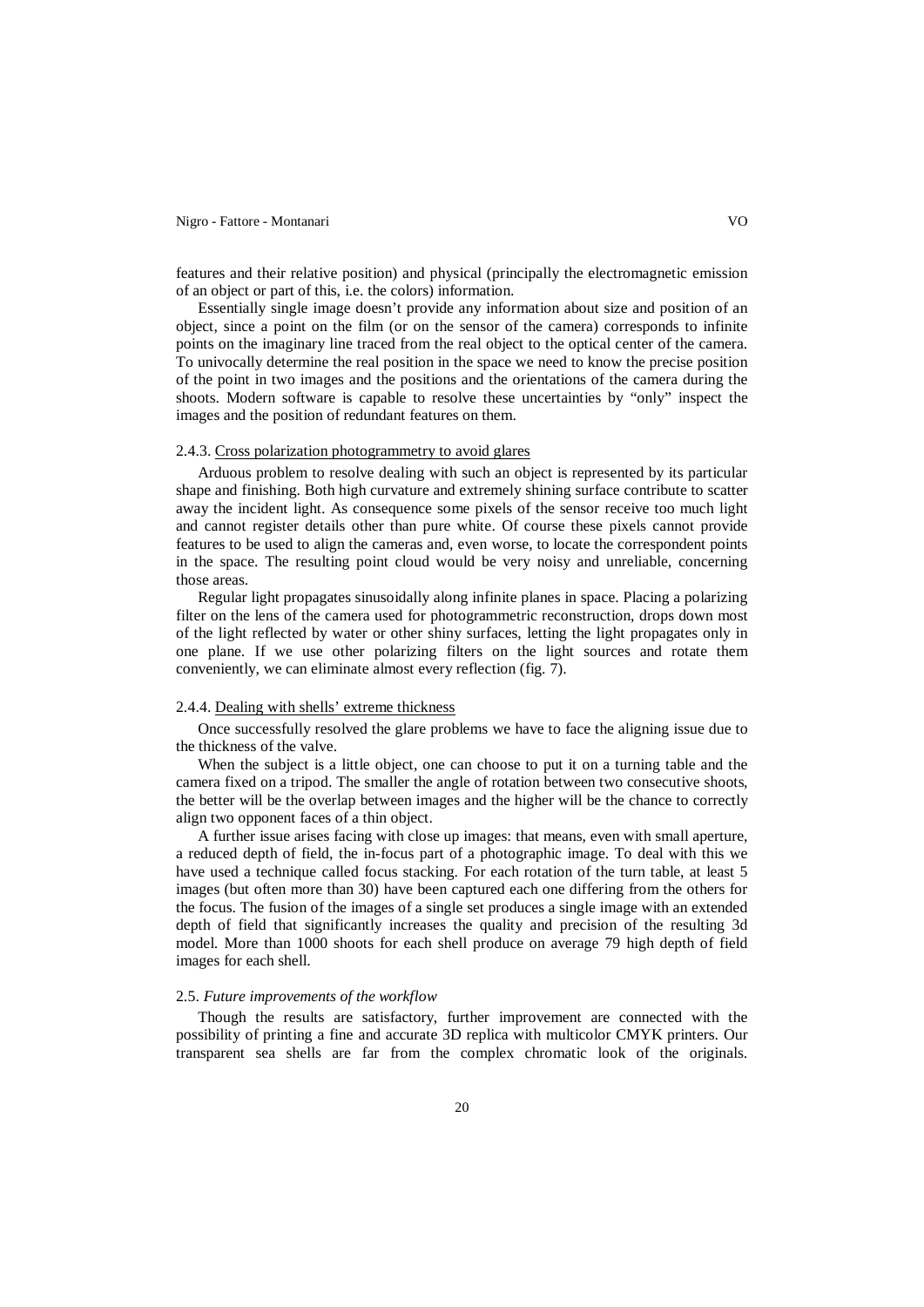features and their relative position) and physical (principally the electromagnetic emission of an object or part of this, i.e. the colors) information.

Essentially single image doesn't provide any information about size and position of an object, since a point on the film (or on the sensor of the camera) corresponds to infinite points on the imaginary line traced from the real object to the optical center of the camera. To univocally determine the real position in the space we need to know the precise position of the point in two images and the positions and the orientations of the camera during the shoots. Modern software is capable to resolve these uncertainties by "only" inspect the images and the position of redundant features on them.

#### 2.4.3. Cross polarization photogrammetry to avoid glares

Arduous problem to resolve dealing with such an object is represented by its particular shape and finishing. Both high curvature and extremely shining surface contribute to scatter away the incident light. As consequence some pixels of the sensor receive too much light and cannot register details other than pure white. Of course these pixels cannot provide features to be used to align the cameras and, even worse, to locate the correspondent points in the space. The resulting point cloud would be very noisy and unreliable, concerning those areas.

Regular light propagates sinusoidally along infinite planes in space. Placing a polarizing filter on the lens of the camera used for photogrammetric reconstruction, drops down most of the light reflected by water or other shiny surfaces, letting the light propagates only in one plane. If we use other polarizing filters on the light sources and rotate them conveniently, we can eliminate almost every reflection (fig. 7).

#### 2.4.4. Dealing with shells' extreme thickness

Once successfully resolved the glare problems we have to face the aligning issue due to the thickness of the valve.

When the subject is a little object, one can choose to put it on a turning table and the camera fixed on a tripod. The smaller the angle of rotation between two consecutive shoots, the better will be the overlap between images and the higher will be the chance to correctly align two opponent faces of a thin object.

A further issue arises facing with close up images: that means, even with small aperture, a reduced depth of field, the in-focus part of a photographic image. To deal with this we have used a technique called focus stacking. For each rotation of the turn table, at least 5 images (but often more than 30) have been captured each one differing from the others for the focus. The fusion of the images of a single set produces a single image with an extended depth of field that significantly increases the quality and precision of the resulting 3d model. More than 1000 shoots for each shell produce on average 79 high depth of field images for each shell.

### 2.5. *Future improvements of the workflow*

Though the results are satisfactory, further improvement are connected with the possibility of printing a fine and accurate 3D replica with multicolor CMYK printers. Our transparent sea shells are far from the complex chromatic look of the originals.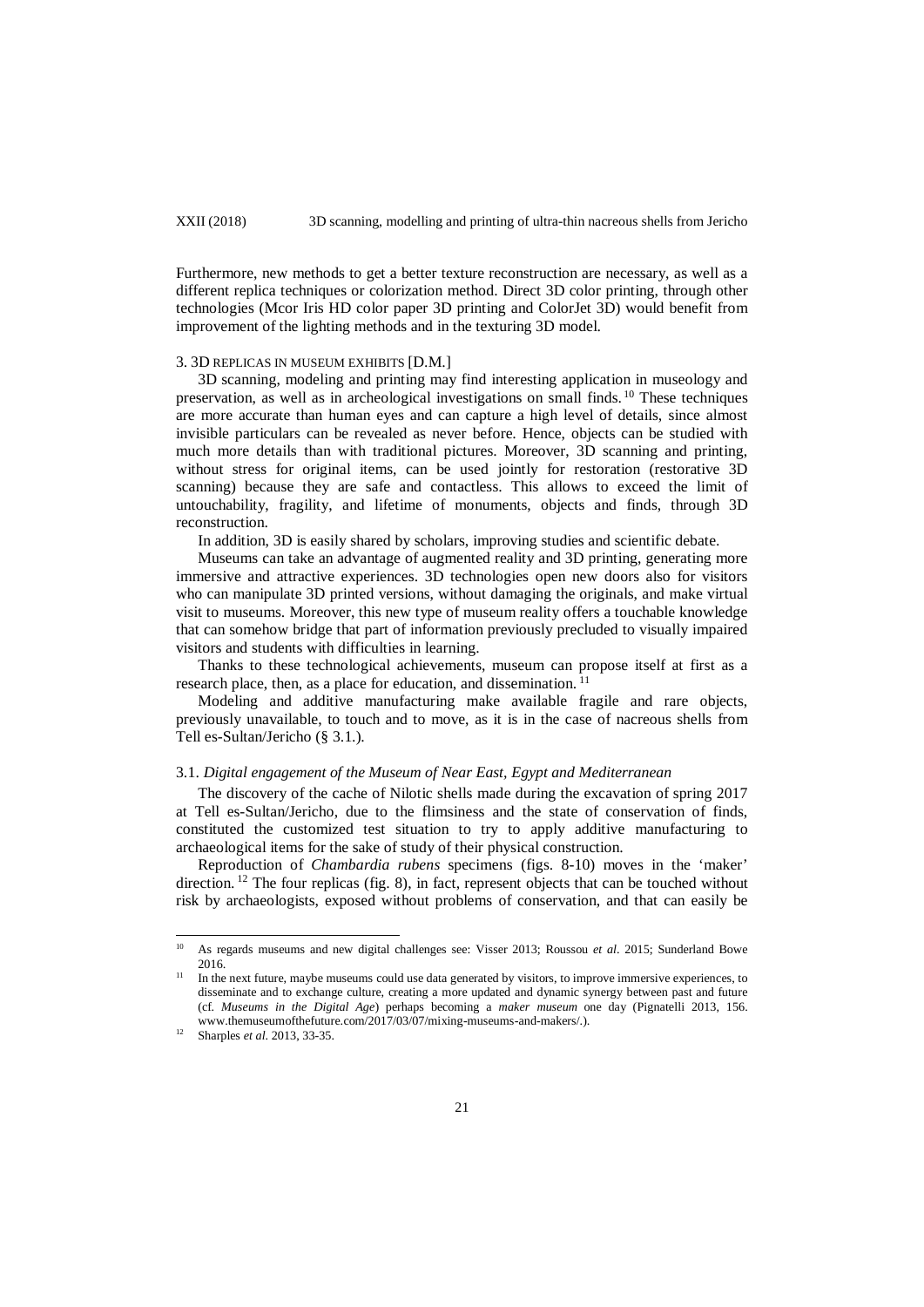Furthermore, new methods to get a better texture reconstruction are necessary, as well as a different replica techniques or colorization method. Direct 3D color printing, through other technologies (Mcor Iris HD color paper 3D printing and ColorJet 3D) would benefit from improvement of the lighting methods and in the texturing 3D model.

## 3. 3D REPLICAS IN MUSEUM EXHIBITS [D.M.]

3D scanning, modeling and printing may find interesting application in museology and preservation, as well as in archeological investigations on small finds.[10] These techniques are more accurate than human eyes and can capture a high level of details, since almost invisible particulars can be revealed as never before. Hence, objects can be studied with much more details than with traditional pictures. Moreover, 3D scanning and printing, without stress for original items, can be used jointly for restoration (restorative 3D scanning) because they are safe and contactless. This allows to exceed the limit of untouchability, fragility, and lifetime of monuments, objects and finds, through 3D reconstruction.

In addition, 3D is easily shared by scholars, improving studies and scientific debate.

Museums can take an advantage of augmented reality and 3D printing, generating more immersive and attractive experiences. 3D technologies open new doors also for visitors who can manipulate 3D printed versions, without damaging the originals, and make virtual visit to museums. Moreover, this new type of museum reality offers a touchable knowledge that can somehow bridge that part of information previously precluded to visually impaired visitors and students with difficulties in learning.

Thanks to these technological achievements, museum can propose itself at first as a research place, then, as a place for education, and dissemination.[11]

Modeling and additive manufacturing make available fragile and rare objects, previously unavailable, to touch and to move, as it is in the case of nacreous shells from Tell es-Sultan/Jericho (§ 3.1.).

### 3.1. *Digital engagement of the Museum of Near East, Egypt and Mediterranean*

The discovery of the cache of Nilotic shells made during the excavation of spring 2017 at Tell es-Sultan/Jericho, due to the flimsiness and the state of conservation of finds, constituted the customized test situation to try to apply additive manufacturing to archaeological items for the sake of study of their physical construction.

Reproduction of *Chambardia rubens* specimens (figs. 8-10) moves in the 'maker' direction.[12] The four replicas (fig. 8), in fact, represent objects that can be touched without risk by archaeologists, exposed without problems of conservation, and that can easily be

---

[10] As regards museums and new digital challenges see: Visser 2013; Roussou *et al*. 2015; Sunderland Bowe 2016.

[11] In the next future, maybe museums could use data generated by visitors, to improve immersive experiences, to disseminate and to exchange culture, creating a more updated and dynamic synergy between past and future (cf. *Museums in the Digital Age*) perhaps becoming a *maker museum* one day (Pignatelli 2013, 156. www.themuseumofthefuture.com/2017/03/07/mixing-museums-and-makers/.).

[12] Sharples *et al*. 2013, 33-35.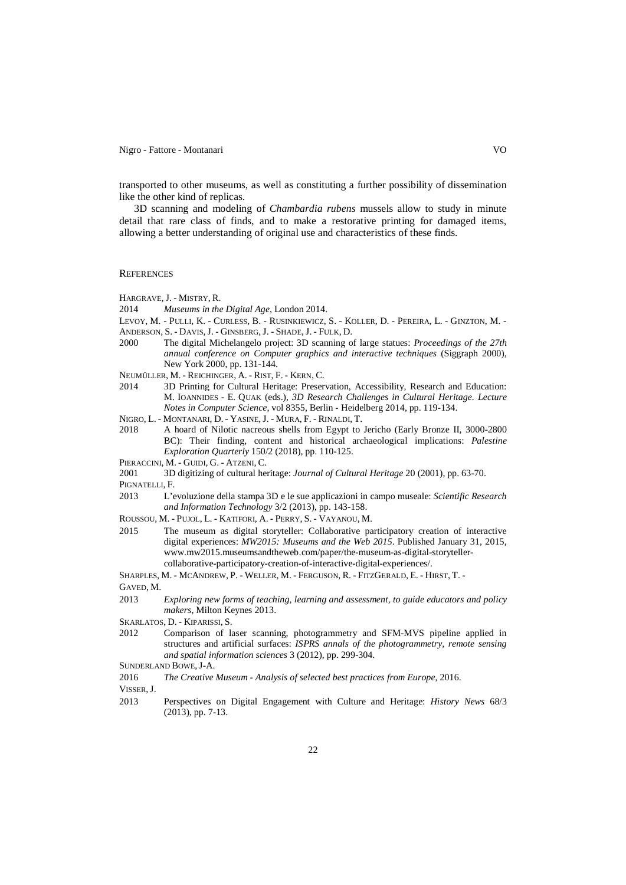transported to other museums, as well as constituting a further possibility of dissemination like the other kind of replicas.

3D scanning and modeling of *Chambardia rubens* mussels allow to study in minute detail that rare class of finds, and to make a restorative printing for damaged items, allowing a better understanding of original use and characteristics of these finds.

## References

HARGRAVE, J. - MISTRY, R.

2014 *Museums in the Digital Age*, London 2014.

LEVOY, M. - PULLI, K. - CURLESS, B. - RUSINKIEWICZ, S. - KOLLER, D. - PEREIRA, L. - GINZTON, M. - ANDERSON, S. - DAVIS, J. - GINSBERG, J. - SHADE, J. - FULK, D.

2000 The digital Michelangelo project: 3D scanning of large statues: *Proceedings of the 27th annual conference on Computer graphics and interactive techniques* (Siggraph 2000), New York 2000, pp. 131-144.

NEUMÜLLER, M. - REICHINGER, A. - RIST, F. - KERN, C.

2014 3D Printing for Cultural Heritage: Preservation, Accessibility, Research and Education: M. IOANNIDES - E. QUAK (eds.), *3D Research Challenges in Cultural Heritage. Lecture Notes in Computer Science*, vol 8355, Berlin - Heidelberg 2014, pp. 119-134.

NIGRO, L. - MONTANARI, D. - YASINE, J. - MURA, F. - RINALDI, T.

2018 A hoard of Nilotic nacreous shells from Egypt to Jericho (Early Bronze II, 3000-2800 BC): Their finding, content and historical archaeological implications: *Palestine Exploration Quarterly* 150/2 (2018), pp. 110-125.

PIERACCINI, M. - GUIDI, G. - ATZENI, C.

2001 3D digitizing of cultural heritage: *Journal of Cultural Heritage* 20 (2001), pp. 63-70.

PIGNATELLI, F.

2013 L'evoluzione della stampa 3D e le sue applicazioni in campo museale: *Scientific Research and Information Technology* 3/2 (2013), pp. 143-158.

ROUSSOU, M. - PUJOL, L. - KATIFORI, A. - PERRY, S. - VAYANOU, M.

2015 The museum as digital storyteller: Collaborative participatory creation of interactive digital experiences: *MW2015: Museums and the Web 2015*. Published January 31, 2015, www.mw2015.museumsandtheweb.com/paper/the-museum-as-digital-storyteller-collaborative-participatory-creation-of-interactive-digital-experiences/.

SHARPLES, M. - MCANDREW, P. - WELLER, M. - FERGUSON, R. - FITZGERALD, E. - HIRST, T. - GAVED, M.

2013 *Exploring new forms of teaching, learning and assessment, to guide educators and policy makers*, Milton Keynes 2013.

SKARLATOS, D. - KIPARISSI, S.

2012 Comparison of laser scanning, photogrammetry and SFM-MVS pipeline applied in structures and artificial surfaces: *ISPRS annals of the photogrammetry, remote sensing and spatial information sciences* 3 (2012), pp. 299-304.

SUNDERLAND BOWE, J-A.

2016 *The Creative Museum - Analysis of selected best practices from Europe*, 2016.

VISSER, J.

2013 Perspectives on Digital Engagement with Culture and Heritage: *History News* 68/3 (2013), pp. 7-13.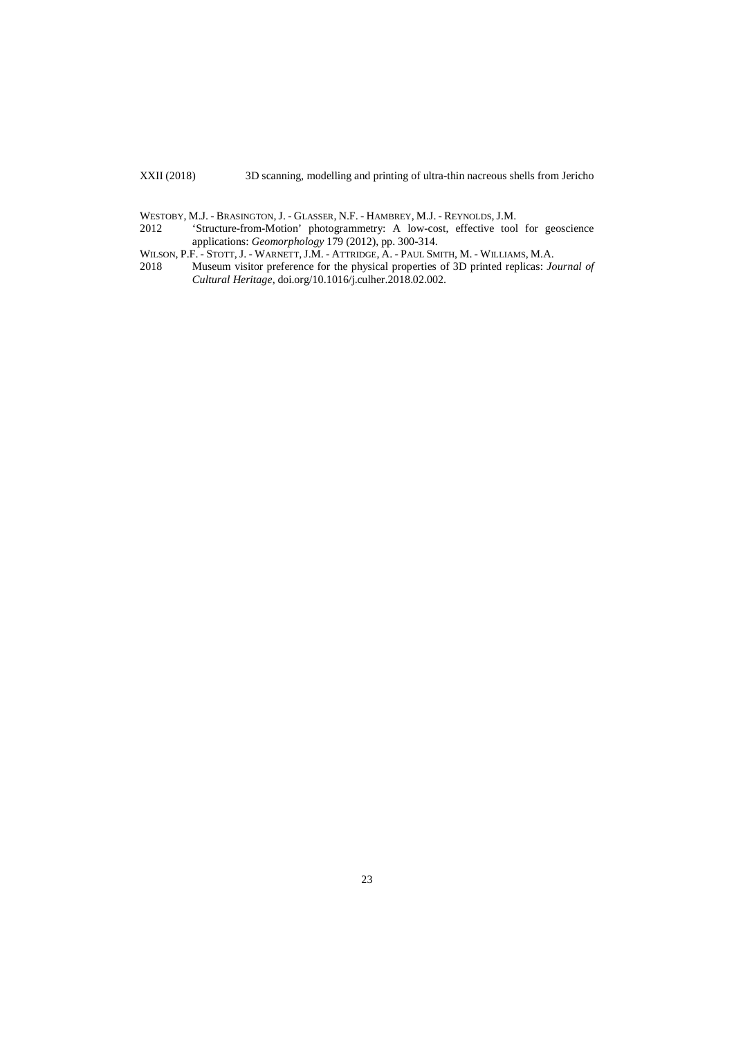WESTOBY, M.J. - BRASINGTON, J. - GLASSER, N.F. - HAMBREY, M.J. - REYNOLDS, J.M.

2012 'Structure-from-Motion' photogrammetry: A low-cost, effective tool for geoscience applications: *Geomorphology* 179 (2012), pp. 300-314.

WILSON, P.F. - STOTT, J. - WARNETT, J.M. - ATTRIDGE, A. - PAUL SMITH, M. - WILLIAMS, M.A.

2018 Museum visitor preference for the physical properties of 3D printed replicas: *Journal of Cultural Heritage*, doi.org/10.1016/j.culher.2018.02.002.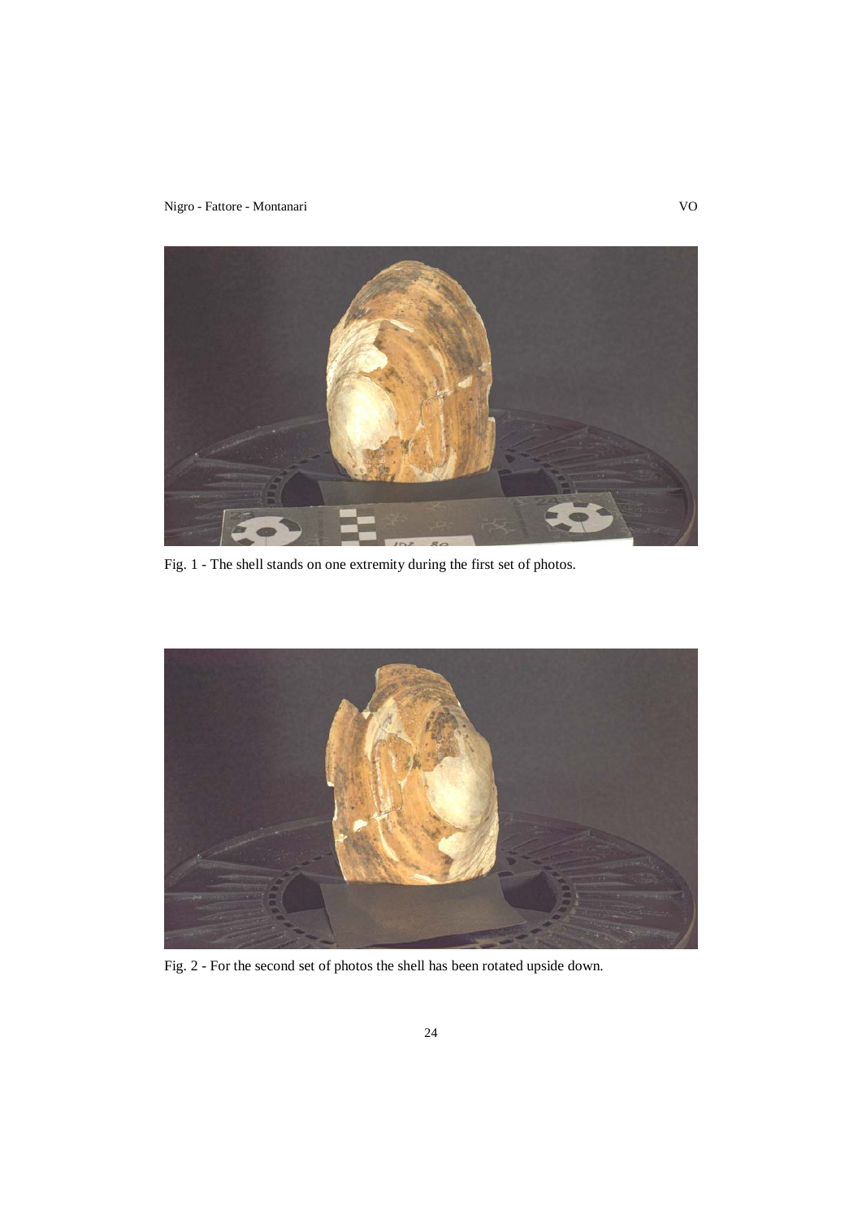Fig. 1 - The shell stands on one extremity during the first set of photos.

Fig. 2 - For the second set of photos the shell has been rotated upside down.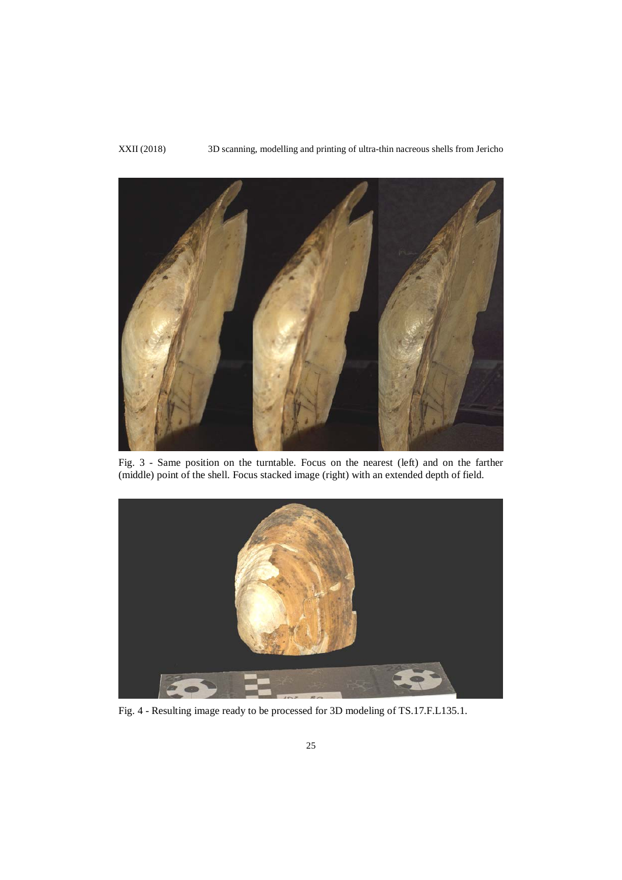Fig. 3 - Same position on the turntable. Focus on the nearest (left) and on the farther (middle) point of the shell. Focus stacked image (right) with an extended depth of field.

Fig. 4 - Resulting image ready to be processed for 3D modeling of TS.17.F.L135.1.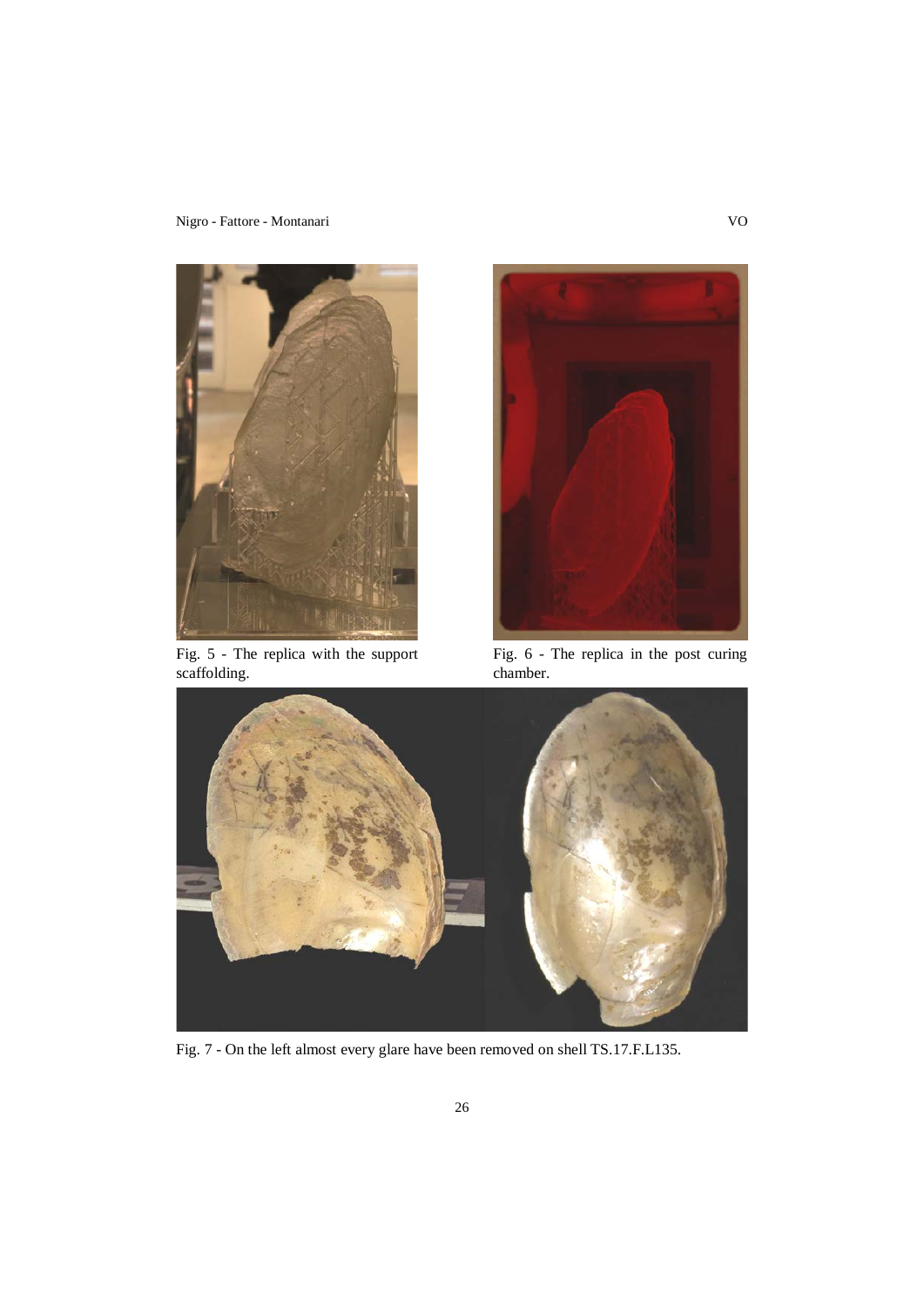Fig. 5 - The replica with the support scaffolding.

Fig. 6 - The replica in the post curing chamber.

Fig. 7 - On the left almost every glare have been removed on shell TS.17.F.L135.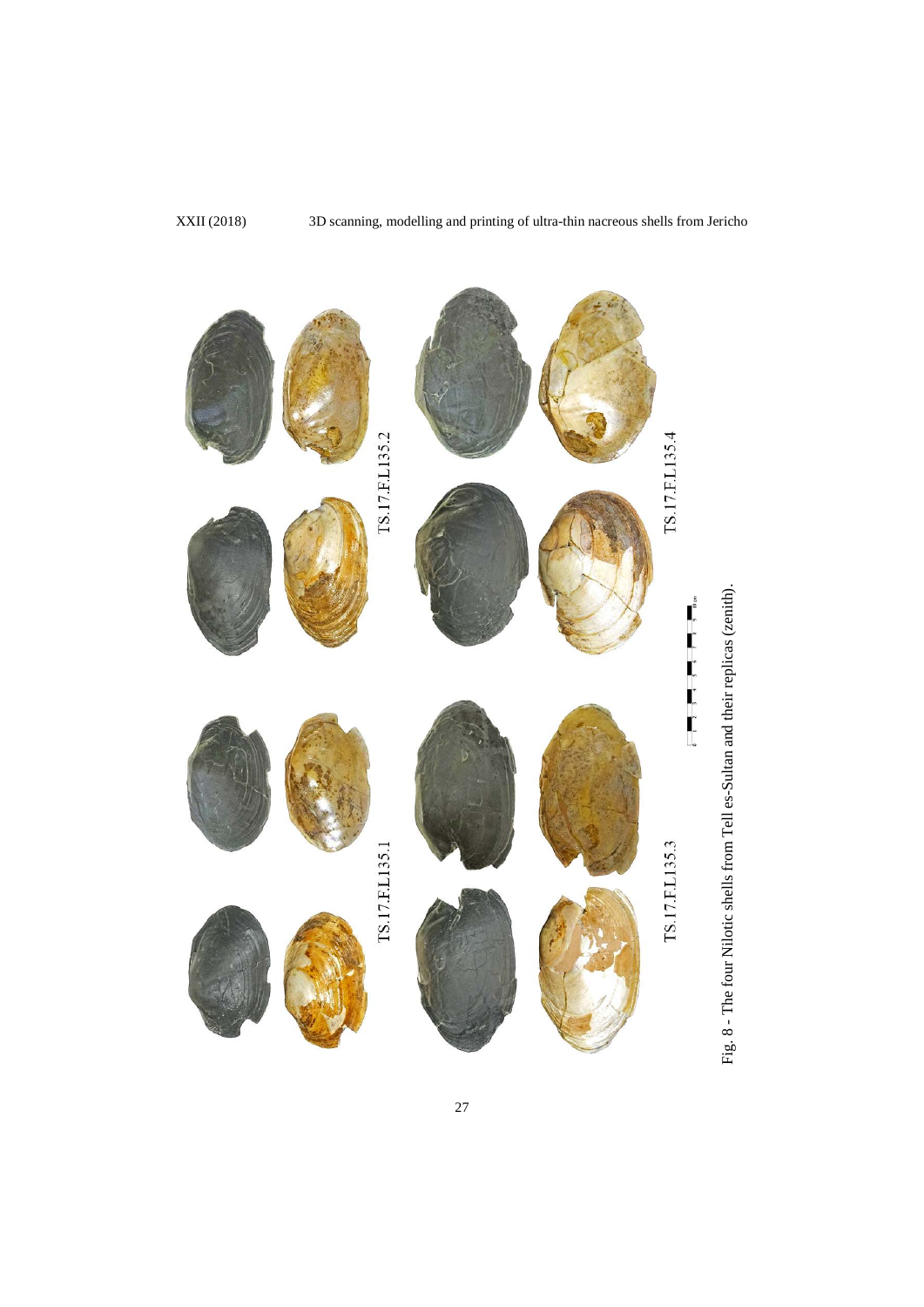TS.17.F.L135.2

TS.17.F.L135.4

TS.17.F.L135.1

TS.17.F.L135.3

Fig. 8 - The four Nilotic shells from Tell es-Sultan and their replicas (zenith).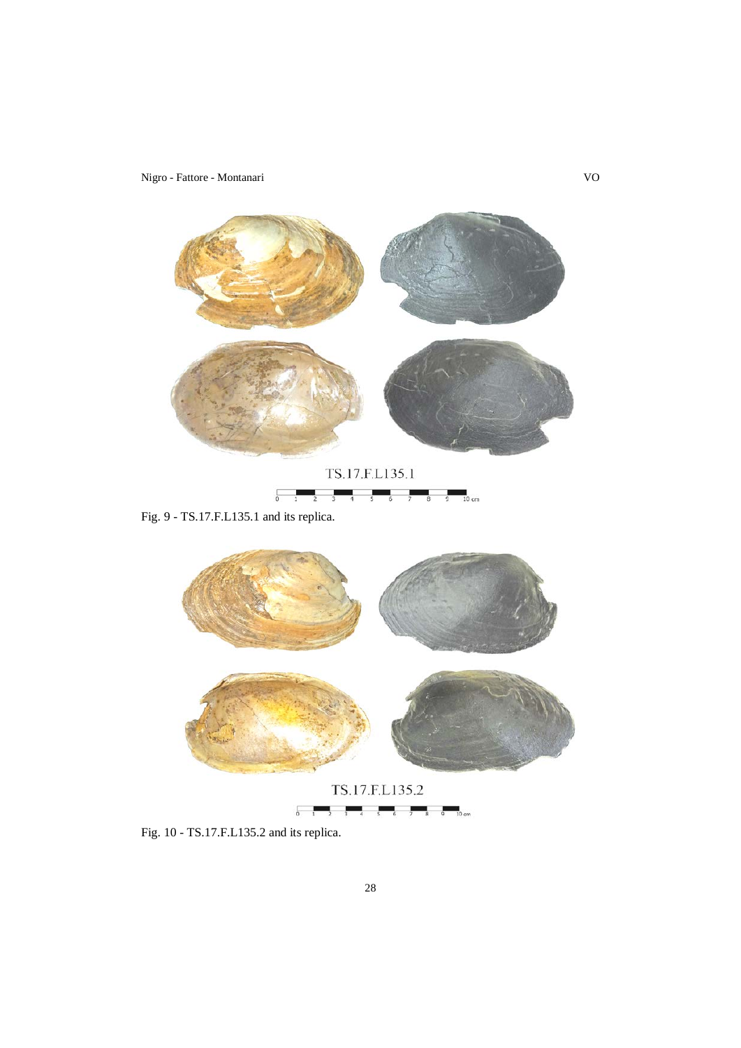TS.17.F.L135.1

0 1 2 3 4 5 6 7 8 9 10 cm

Fig. 9 - TS.17.F.L135.1 and its replica.

TS.17.F.L135.2

0 1 2 3 4 5 6 7 8 9 10 cm

Fig. 10 - TS.17.F.L135.2 and its replica.